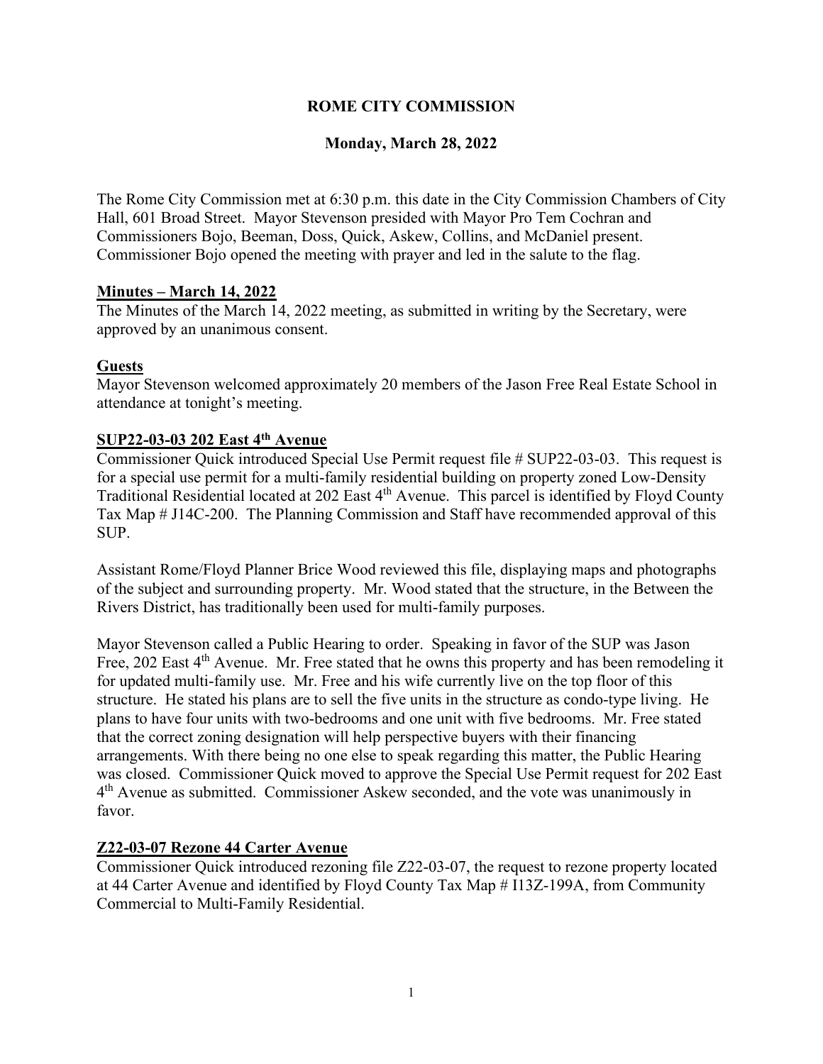# ROME CITY COMMISSION

## Monday, March 28, 2022

The Rome City Commission met at 6:30 p.m. this date in the City Commission Chambers of City Hall, 601 Broad Street. Mayor Stevenson presided with Mayor Pro Tem Cochran and Commissioners Bojo, Beeman, Doss, Quick, Askew, Collins, and McDaniel present. Commissioner Bojo opened the meeting with prayer and led in the salute to the flag.

### Minutes – March 14, 2022

The Minutes of the March 14, 2022 meeting, as submitted in writing by the Secretary, were approved by an unanimous consent.

### Guests

Mayor Stevenson welcomed approximately 20 members of the Jason Free Real Estate School in attendance at tonight's meeting.

### SUP22-03-03 202 East 4th Avenue

Commissioner Quick introduced Special Use Permit request file # SUP22-03-03. This request is for a special use permit for a multi-family residential building on property zoned Low-Density Traditional Residential located at 202 East 4th Avenue. This parcel is identified by Floyd County Tax Map # J14C-200. The Planning Commission and Staff have recommended approval of this SUP.

Assistant Rome/Floyd Planner Brice Wood reviewed this file, displaying maps and photographs of the subject and surrounding property. Mr. Wood stated that the structure, in the Between the Rivers District, has traditionally been used for multi-family purposes.

Mayor Stevenson called a Public Hearing to order. Speaking in favor of the SUP was Jason Free, 202 East 4th Avenue. Mr. Free stated that he owns this property and has been remodeling it for updated multi-family use. Mr. Free and his wife currently live on the top floor of this structure. He stated his plans are to sell the five units in the structure as condo-type living. He plans to have four units with two-bedrooms and one unit with five bedrooms. Mr. Free stated that the correct zoning designation will help perspective buyers with their financing arrangements. With there being no one else to speak regarding this matter, the Public Hearing was closed. Commissioner Quick moved to approve the Special Use Permit request for 202 East 4th Avenue as submitted. Commissioner Askew seconded, and the vote was unanimously in favor.

### Z22-03-07 Rezone 44 Carter Avenue

Commissioner Quick introduced rezoning file Z22-03-07, the request to rezone property located at 44 Carter Avenue and identified by Floyd County Tax Map # I13Z-199A, from Community Commercial to Multi-Family Residential.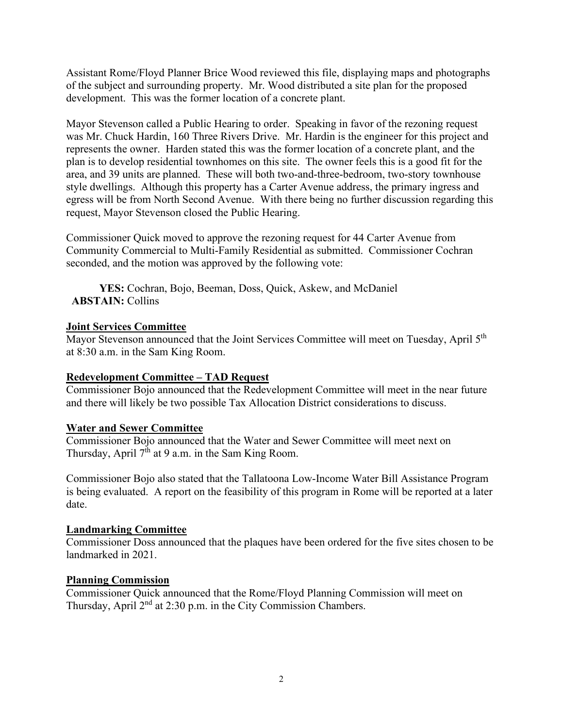Assistant Rome/Floyd Planner Brice Wood reviewed this file, displaying maps and photographs of the subject and surrounding property. Mr. Wood distributed a site plan for the proposed development. This was the former location of a concrete plant.

Mayor Stevenson called a Public Hearing to order. Speaking in favor of the rezoning request was Mr. Chuck Hardin, 160 Three Rivers Drive. Mr. Hardin is the engineer for this project and represents the owner. Harden stated this was the former location of a concrete plant, and the plan is to develop residential townhomes on this site. The owner feels this is a good fit for the area, and 39 units are planned. These will both two-and-three-bedroom, two-story townhouse style dwellings. Although this property has a Carter Avenue address, the primary ingress and egress will be from North Second Avenue. With there being no further discussion regarding this request, Mayor Stevenson closed the Public Hearing.

Commissioner Quick moved to approve the rezoning request for 44 Carter Avenue from Community Commercial to Multi-Family Residential as submitted. Commissioner Cochran seconded, and the motion was approved by the following vote:

**YES:** Cochran, Bojo, Beeman, Doss, Quick, Askew, and McDaniel
**ABSTAIN:** Collins

## Joint Services Committee

Mayor Stevenson announced that the Joint Services Committee will meet on Tuesday, April 5th at 8:30 a.m. in the Sam King Room.

## Redevelopment Committee – TAD Request

Commissioner Bojo announced that the Redevelopment Committee will meet in the near future and there will likely be two possible Tax Allocation District considerations to discuss.

## Water and Sewer Committee

Commissioner Bojo announced that the Water and Sewer Committee will meet next on Thursday, April 7th at 9 a.m. in the Sam King Room.

Commissioner Bojo also stated that the Tallatoona Low-Income Water Bill Assistance Program is being evaluated. A report on the feasibility of this program in Rome will be reported at a later date.

## Landmarking Committee

Commissioner Doss announced that the plaques have been ordered for the five sites chosen to be landmarked in 2021.

## Planning Commission

Commissioner Quick announced that the Rome/Floyd Planning Commission will meet on Thursday, April 2nd at 2:30 p.m. in the City Commission Chambers.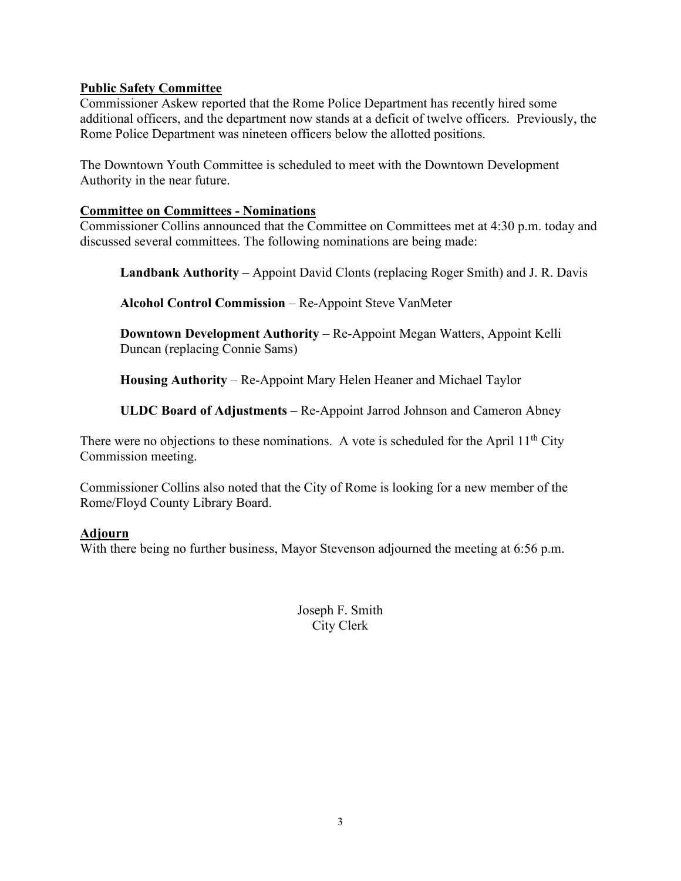**Public Safety Committee**

Commissioner Askew reported that the Rome Police Department has recently hired some additional officers, and the department now stands at a deficit of twelve officers. Previously, the Rome Police Department was nineteen officers below the allotted positions.

The Downtown Youth Committee is scheduled to meet with the Downtown Development Authority in the near future.

**Committee on Committees - Nominations**

Commissioner Collins announced that the Committee on Committees met at 4:30 p.m. today and discussed several committees. The following nominations are being made:

> **Landbank Authority** – Appoint David Clonts (replacing Roger Smith) and J. R. Davis
>
> **Alcohol Control Commission** – Re-Appoint Steve VanMeter
>
> **Downtown Development Authority** – Re-Appoint Megan Watters, Appoint Kelli Duncan (replacing Connie Sams)
>
> **Housing Authority** – Re-Appoint Mary Helen Heaner and Michael Taylor
>
> **ULDC Board of Adjustments** – Re-Appoint Jarrod Johnson and Cameron Abney

There were no objections to these nominations. A vote is scheduled for the April 11th City Commission meeting.

Commissioner Collins also noted that the City of Rome is looking for a new member of the Rome/Floyd County Library Board.

**Adjourn**

With there being no further business, Mayor Stevenson adjourned the meeting at 6:56 p.m.

Joseph F. Smith
City Clerk